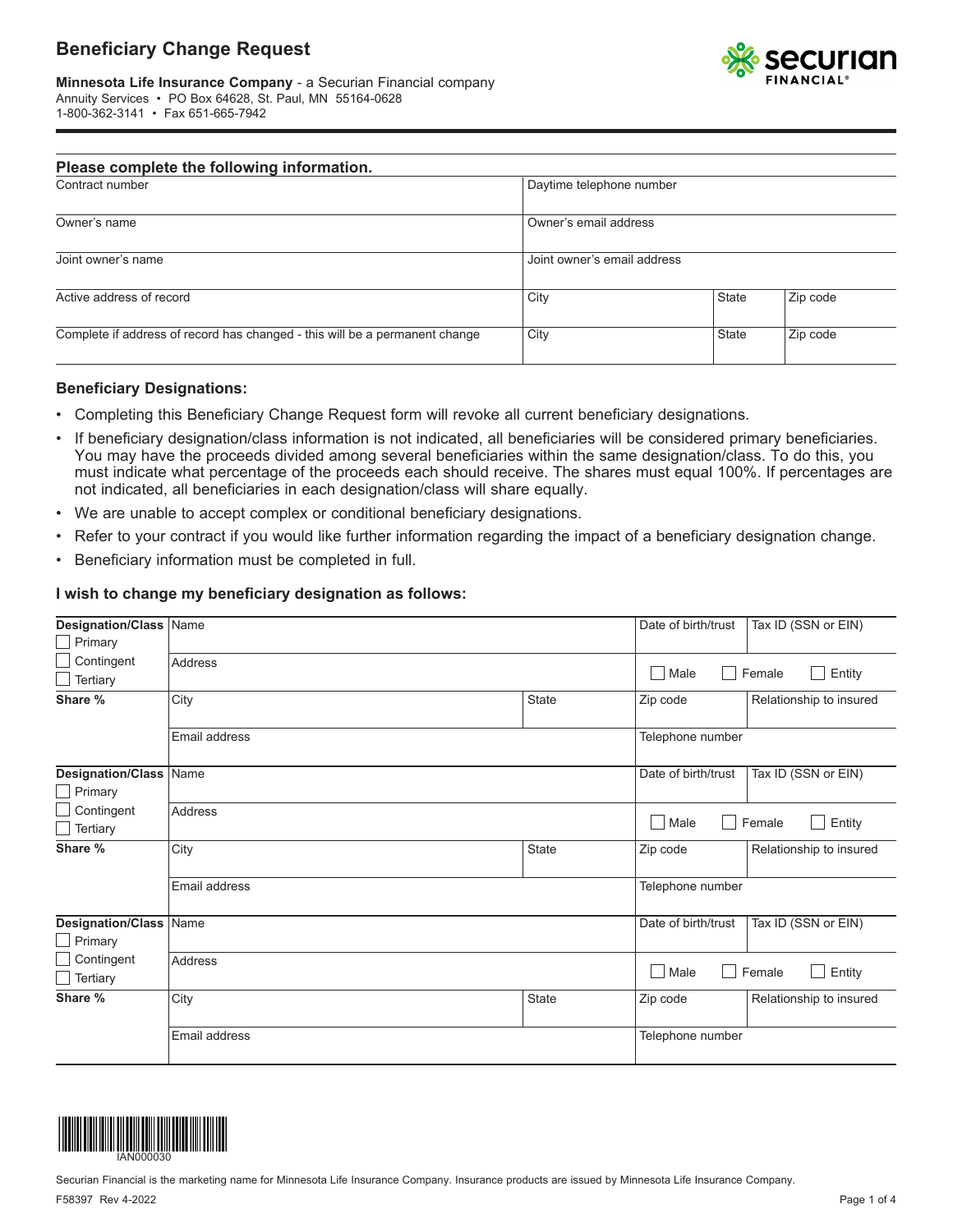# Beneficiary Change Request

**Minnesota Life Insurance Company** - a Securian Financial company
Annuity Services • PO Box 64628, St. Paul, MN 55164-0628
1-800-362-3141 • Fax 651-665-7942

## Please complete the following information.

| Contract number | Daytime telephone number | | |
|---|---|---|---|
| Owner's name | Owner's email address | | |
| Joint owner's name | Joint owner's email address | | |
| Active address of record | City | State | Zip code |
| Complete if address of record has changed - this will be a permanent change | City | State | Zip code |

### Beneficiary Designations:

- Completing this Beneficiary Change Request form will revoke all current beneficiary designations.
- If beneficiary designation/class information is not indicated, all beneficiaries will be considered primary beneficiaries. You may have the proceeds divided among several beneficiaries within the same designation/class. To do this, you must indicate what percentage of the proceeds each should receive. The shares must equal 100%. If percentages are not indicated, all beneficiaries in each designation/class will share equally.
- We are unable to accept complex or conditional beneficiary designations.
- Refer to your contract if you would like further information regarding the impact of a beneficiary designation change.
- Beneficiary information must be completed in full.

### I wish to change my beneficiary designation as follows:

| Designation/Class | Name | | Date of birth/trust | Tax ID (SSN or EIN) |
|---|---|---|---|---|
| ☐ Primary ☐ Contingent ☐ Tertiary | Address | | ☐ Male ☐ Female | ☐ Entity |
| **Share %** | City | State | Zip code | Relationship to insured |
| | Email address | | Telephone number | |

| Designation/Class | Name | | Date of birth/trust | Tax ID (SSN or EIN) |
|---|---|---|---|---|
| ☐ Primary ☐ Contingent ☐ Tertiary | Address | | ☐ Male ☐ Female | ☐ Entity |
| **Share %** | City | State | Zip code | Relationship to insured |
| | Email address | | Telephone number | |

| Designation/Class | Name | | Date of birth/trust | Tax ID (SSN or EIN) |
|---|---|---|---|---|
| ☐ Primary ☐ Contingent ☐ Tertiary | Address | | ☐ Male ☐ Female | ☐ Entity |
| **Share %** | City | State | Zip code | Relationship to insured |
| | Email address | | Telephone number | |

IAN000030

Securian Financial is the marketing name for Minnesota Life Insurance Company. Insurance products are issued by Minnesota Life Insurance Company.

F58397 Rev 4-2022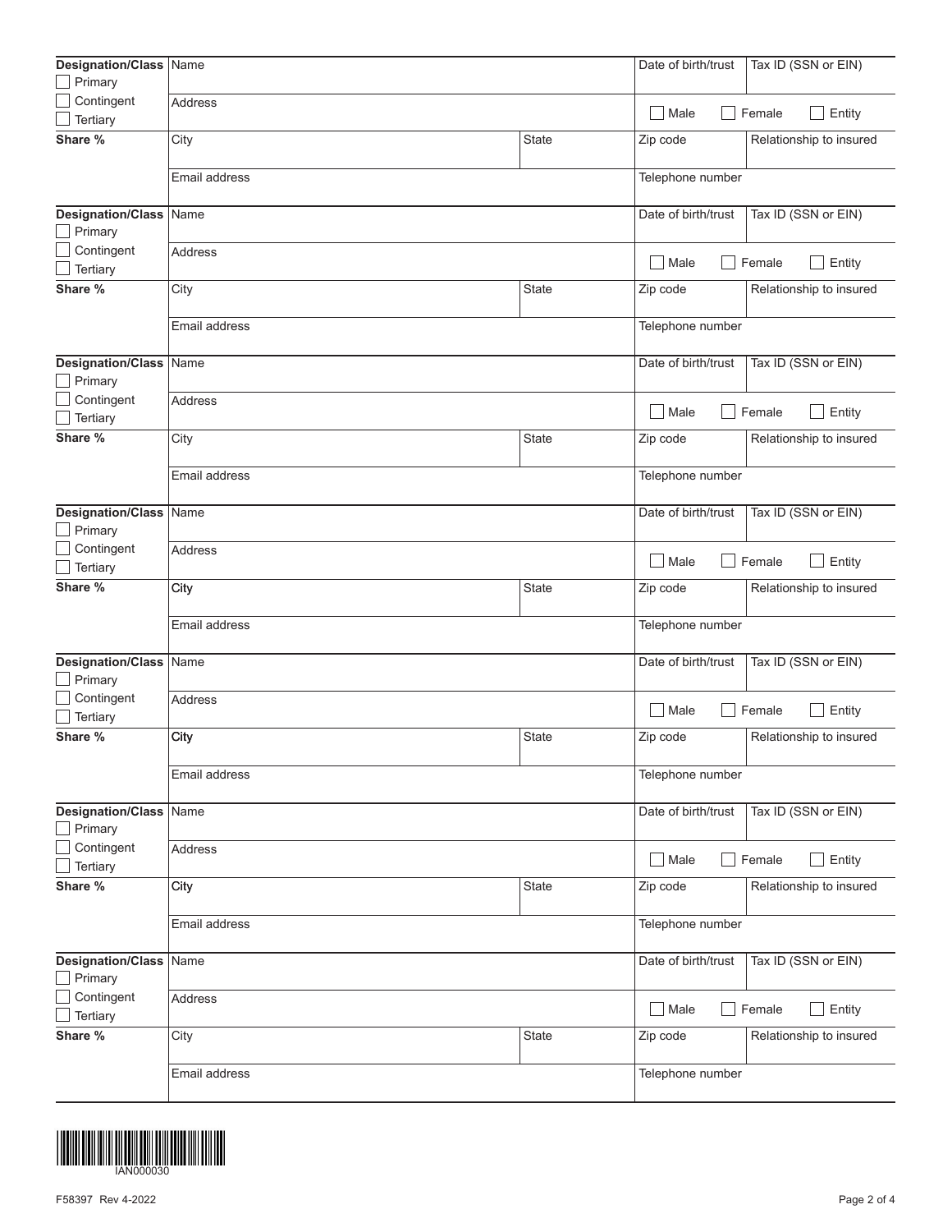| Designation/Class | Name | | Date of birth/trust | Tax ID (SSN or EIN) |
|---|---|---|---|---|
| ☐ Primary<br>☐ Contingent<br>☐ Tertiary | Address | | ☐ Male | ☐ Female ☐ Entity |
| Share % | City | State | Zip code | Relationship to insured |
| | Email address | | Telephone number | |

| Designation/Class | Name | | Date of birth/trust | Tax ID (SSN or EIN) |
|---|---|---|---|---|
| ☐ Primary<br>☐ Contingent<br>☐ Tertiary | Address | | ☐ Male | ☐ Female ☐ Entity |
| Share % | City | State | Zip code | Relationship to insured |
| | Email address | | Telephone number | |

| Designation/Class | Name | | Date of birth/trust | Tax ID (SSN or EIN) |
|---|---|---|---|---|
| ☐ Primary<br>☐ Contingent<br>☐ Tertiary | Address | | ☐ Male | ☐ Female ☐ Entity |
| Share % | City | State | Zip code | Relationship to insured |
| | Email address | | Telephone number | |

| Designation/Class | Name | | Date of birth/trust | Tax ID (SSN or EIN) |
|---|---|---|---|---|
| ☐ Primary<br>☐ Contingent<br>☐ Tertiary | Address | | ☐ Male | ☐ Female ☐ Entity |
| Share % | City | State | Zip code | Relationship to insured |
| | Email address | | Telephone number | |

| Designation/Class | Name | | Date of birth/trust | Tax ID (SSN or EIN) |
|---|---|---|---|---|
| ☐ Primary<br>☐ Contingent<br>☐ Tertiary | Address | | ☐ Male | ☐ Female ☐ Entity |
| Share % | City | State | Zip code | Relationship to insured |
| | Email address | | Telephone number | |

| Designation/Class | Name | | Date of birth/trust | Tax ID (SSN or EIN) |
|---|---|---|---|---|
| ☐ Primary<br>☐ Contingent<br>☐ Tertiary | Address | | ☐ Male | ☐ Female ☐ Entity |
| Share % | City | State | Zip code | Relationship to insured |
| | Email address | | Telephone number | |

| Designation/Class | Name | | Date of birth/trust | Tax ID (SSN or EIN) |
|---|---|---|---|---|
| ☐ Primary<br>☐ Contingent<br>☐ Tertiary | Address | | ☐ Male | ☐ Female ☐ Entity |
| Share % | City | State | Zip code | Relationship to insured |
| | Email address | | Telephone number | |

IAN000030

F58397 Rev 4-2022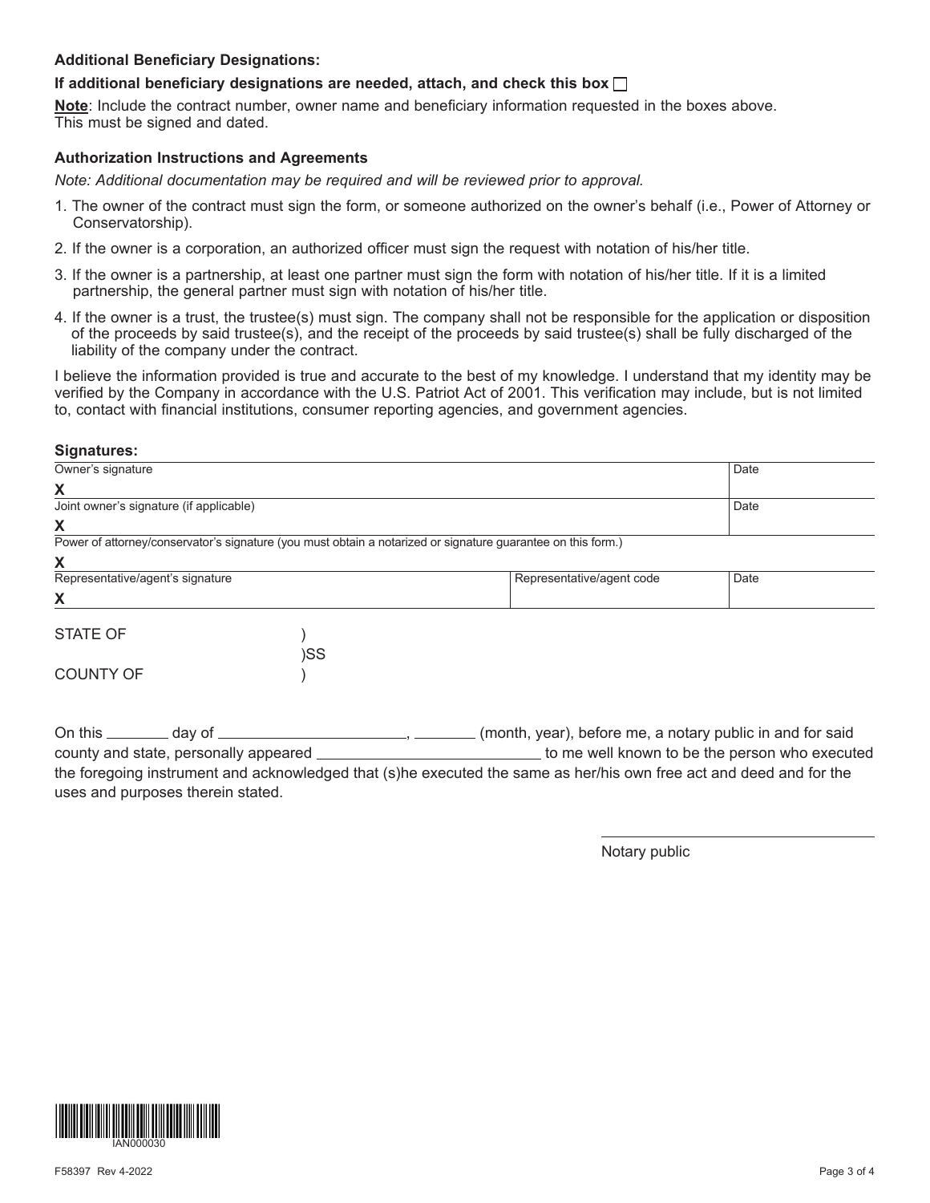**Additional Beneficiary Designations:**

**If additional beneficiary designations are needed, attach, and check this box** ☐

**Note**: Include the contract number, owner name and beneficiary information requested in the boxes above. This must be signed and dated.

**Authorization Instructions and Agreements**

*Note: Additional documentation may be required and will be reviewed prior to approval.*

1. The owner of the contract must sign the form, or someone authorized on the owner's behalf (i.e., Power of Attorney or Conservatorship).
2. If the owner is a corporation, an authorized officer must sign the request with notation of his/her title.
3. If the owner is a partnership, at least one partner must sign the form with notation of his/her title. If it is a limited partnership, the general partner must sign with notation of his/her title.
4. If the owner is a trust, the trustee(s) must sign. The company shall not be responsible for the application or disposition of the proceeds by said trustee(s), and the receipt of the proceeds by said trustee(s) shall be fully discharged of the liability of the company under the contract.

I believe the information provided is true and accurate to the best of my knowledge. I understand that my identity may be verified by the Company in accordance with the U.S. Patriot Act of 2001. This verification may include, but is not limited to, contact with financial institutions, consumer reporting agencies, and government agencies.

**Signatures:**

| Owner's signature | | Date |
|---|---|---|
| X | | |
| Joint owner's signature (if applicable) | | Date |
| X | | |
| Power of attorney/conservator's signature (you must obtain a notarized or signature guarantee on this form.) | | |
| X | | |
| Representative/agent's signature | Representative/agent code | Date |
| X | | |

STATE OF )
)SS
COUNTY OF )

On this ________ day of ______________________, ________ (month, year), before me, a notary public in and for said county and state, personally appeared __________________________ to me well known to be the person who executed the foregoing instrument and acknowledged that (s)he executed the same as her/his own free act and deed and for the uses and purposes therein stated.

______________________________
Notary public

IAN000030

F58397 Rev 4-2022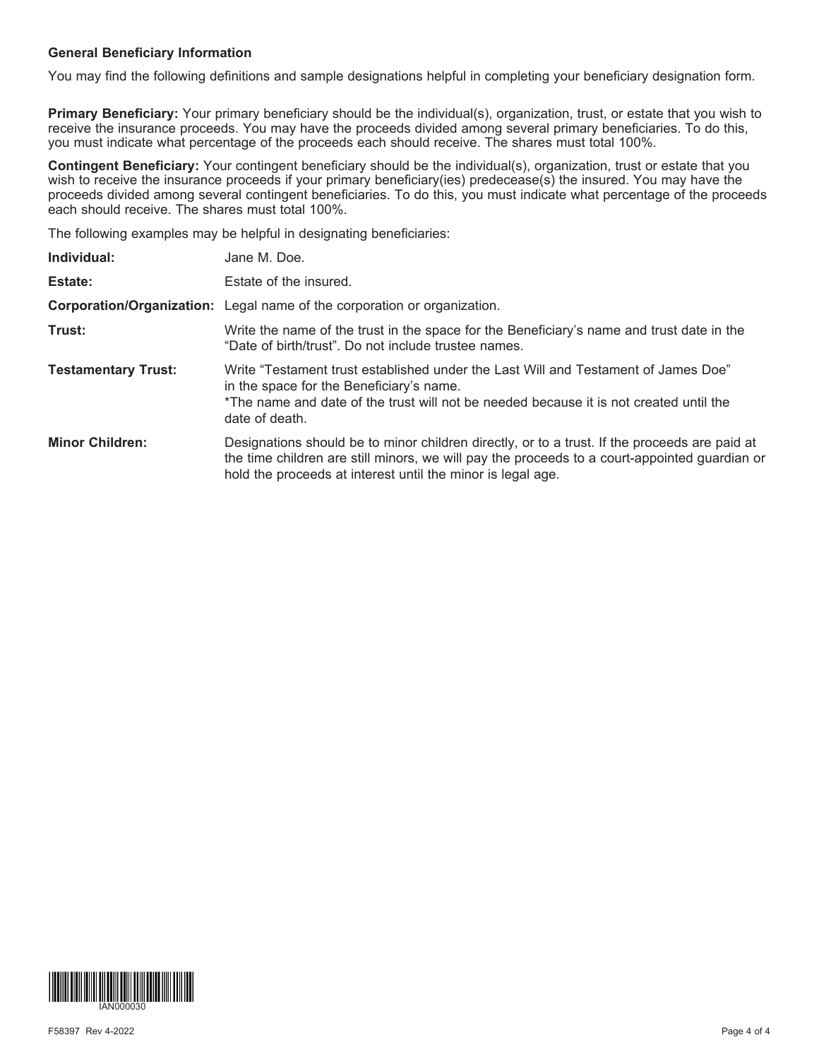## General Beneficiary Information

You may find the following definitions and sample designations helpful in completing your beneficiary designation form.

**Primary Beneficiary:** Your primary beneficiary should be the individual(s), organization, trust, or estate that you wish to receive the insurance proceeds. You may have the proceeds divided among several primary beneficiaries. To do this, you must indicate what percentage of the proceeds each should receive. The shares must total 100%.

**Contingent Beneficiary:** Your contingent beneficiary should be the individual(s), organization, trust or estate that you wish to receive the insurance proceeds if your primary beneficiary(ies) predecease(s) the insured. You may have the proceeds divided among several contingent beneficiaries. To do this, you must indicate what percentage of the proceeds each should receive. The shares must total 100%.

The following examples may be helpful in designating beneficiaries:

| | |
|---|---|
| **Individual:** | Jane M. Doe. |
| **Estate:** | Estate of the insured. |
| **Corporation/Organization:** | Legal name of the corporation or organization. |
| **Trust:** | Write the name of the trust in the space for the Beneficiary's name and trust date in the "Date of birth/trust". Do not include trustee names. |
| **Testamentary Trust:** | Write "Testament trust established under the Last Will and Testament of James Doe" in the space for the Beneficiary's name. *The name and date of the trust will not be needed because it is not created until the date of death. |
| **Minor Children:** | Designations should be to minor children directly, or to a trust. If the proceeds are paid at the time children are still minors, we will pay the proceeds to a court-appointed guardian or hold the proceeds at interest until the minor is legal age. |

IAN000030

F58397 Rev 4-2022